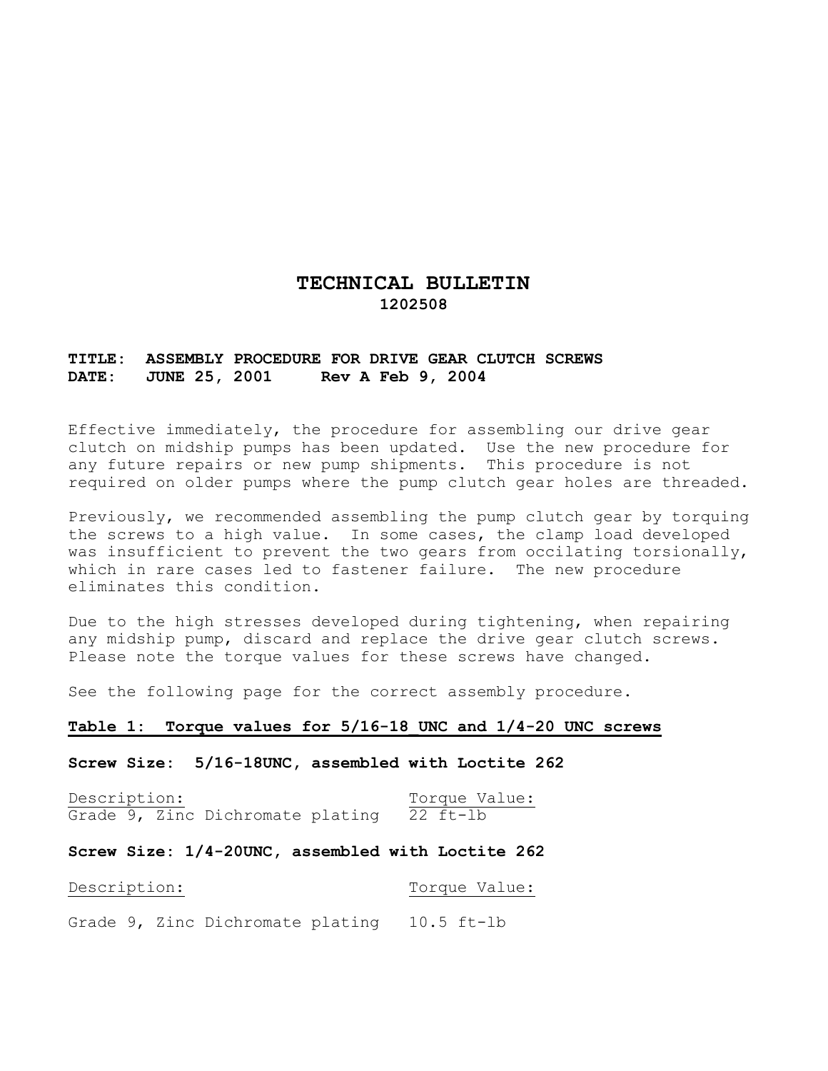# TECHNICAL BULLETIN

**1202508**

**TITLE: ASSEMBLY PROCEDURE FOR DRIVE GEAR CLUTCH SCREWS**
**DATE: JUNE 25, 2001 Rev A Feb 9, 2004**

Effective immediately, the procedure for assembling our drive gear clutch on midship pumps has been updated. Use the new procedure for any future repairs or new pump shipments. This procedure is not required on older pumps where the pump clutch gear holes are threaded.

Previously, we recommended assembling the pump clutch gear by torquing the screws to a high value. In some cases, the clamp load developed was insufficient to prevent the two gears from occilating torsionally, which in rare cases led to fastener failure. The new procedure eliminates this condition.

Due to the high stresses developed during tightening, when repairing any midship pump, discard and replace the drive gear clutch screws. Please note the torque values for these screws have changed.

See the following page for the correct assembly procedure.

**Table 1: Torque values for 5/16-18_UNC and 1/4-20 UNC screws**

**Screw Size: 5/16-18UNC, assembled with Loctite 262**

| Description: | Torque Value: |
| --- | --- |
| Grade 9, Zinc Dichromate plating | 22 ft-lb |

**Screw Size: 1/4-20UNC, assembled with Loctite 262**

| Description: | Torque Value: |
| --- | --- |
| Grade 9, Zinc Dichromate plating | 10.5 ft-lb |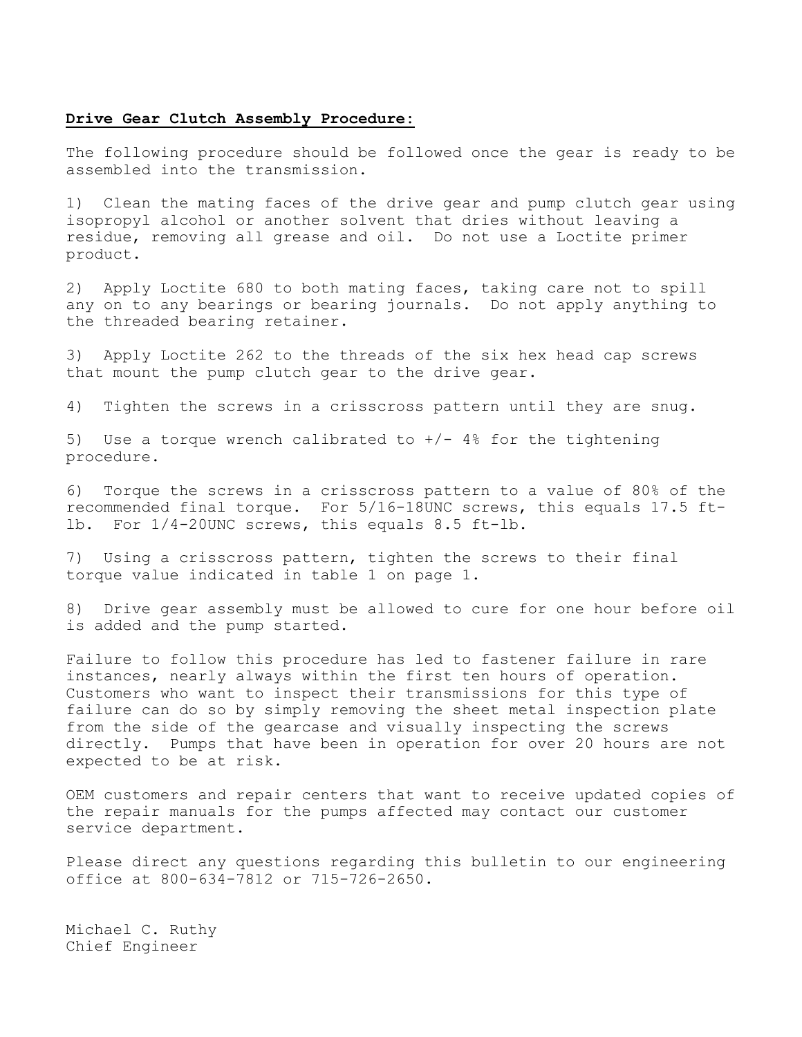**Drive Gear Clutch Assembly Procedure:**

The following procedure should be followed once the gear is ready to be assembled into the transmission.

1) Clean the mating faces of the drive gear and pump clutch gear using isopropyl alcohol or another solvent that dries without leaving a residue, removing all grease and oil. Do not use a Loctite primer product.

2) Apply Loctite 680 to both mating faces, taking care not to spill any on to any bearings or bearing journals. Do not apply anything to the threaded bearing retainer.

3) Apply Loctite 262 to the threads of the six hex head cap screws that mount the pump clutch gear to the drive gear.

4) Tighten the screws in a crisscross pattern until they are snug.

5) Use a torque wrench calibrated to +/- 4% for the tightening procedure.

6) Torque the screws in a crisscross pattern to a value of 80% of the recommended final torque. For 5/16-18UNC screws, this equals 17.5 ft-lb. For 1/4-20UNC screws, this equals 8.5 ft-lb.

7) Using a crisscross pattern, tighten the screws to their final torque value indicated in table 1 on page 1.

8) Drive gear assembly must be allowed to cure for one hour before oil is added and the pump started.

Failure to follow this procedure has led to fastener failure in rare instances, nearly always within the first ten hours of operation. Customers who want to inspect their transmissions for this type of failure can do so by simply removing the sheet metal inspection plate from the side of the gearcase and visually inspecting the screws directly. Pumps that have been in operation for over 20 hours are not expected to be at risk.

OEM customers and repair centers that want to receive updated copies of the repair manuals for the pumps affected may contact our customer service department.

Please direct any questions regarding this bulletin to our engineering office at 800-634-7812 or 715-726-2650.

Michael C. Ruthy
Chief Engineer